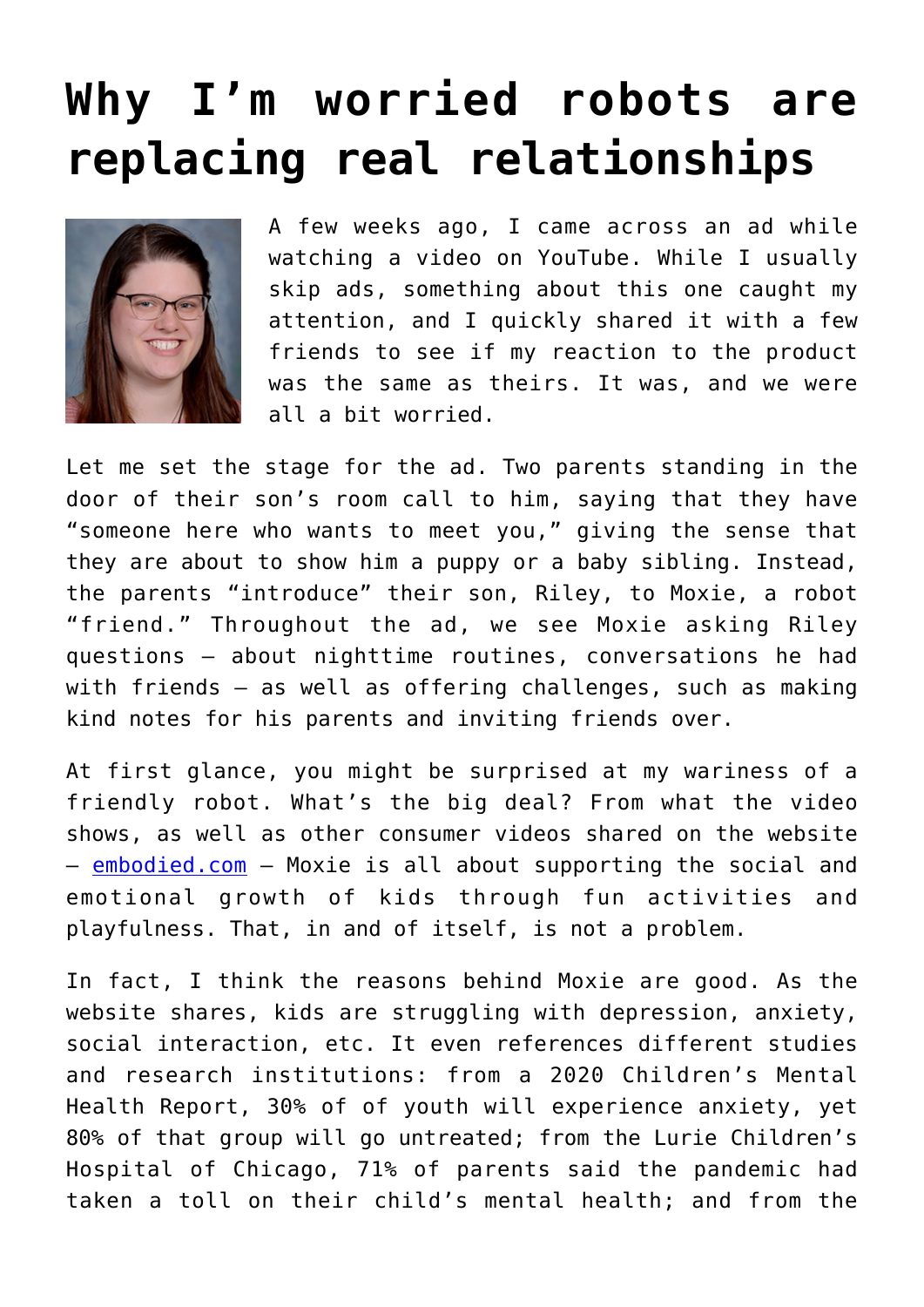# Why I'm worried robots are replacing real relationships

A few weeks ago, I came across an ad while watching a video on YouTube. While I usually skip ads, something about this one caught my attention, and I quickly shared it with a few friends to see if my reaction to the product was the same as theirs. It was, and we were all a bit worried.

Let me set the stage for the ad. Two parents standing in the door of their son's room call to him, saying that they have "someone here who wants to meet you," giving the sense that they are about to show him a puppy or a baby sibling. Instead, the parents "introduce" their son, Riley, to Moxie, a robot "friend." Throughout the ad, we see Moxie asking Riley questions – about nighttime routines, conversations he had with friends – as well as offering challenges, such as making kind notes for his parents and inviting friends over.

At first glance, you might be surprised at my wariness of a friendly robot. What's the big deal? From what the video shows, as well as other consumer videos shared on the website – [embodied.com](embodied.com) – Moxie is all about supporting the social and emotional growth of kids through fun activities and playfulness. That, in and of itself, is not a problem.

In fact, I think the reasons behind Moxie are good. As the website shares, kids are struggling with depression, anxiety, social interaction, etc. It even references different studies and research institutions: from a 2020 Children's Mental Health Report, 30% of of youth will experience anxiety, yet 80% of that group will go untreated; from the Lurie Children's Hospital of Chicago, 71% of parents said the pandemic had taken a toll on their child's mental health; and from the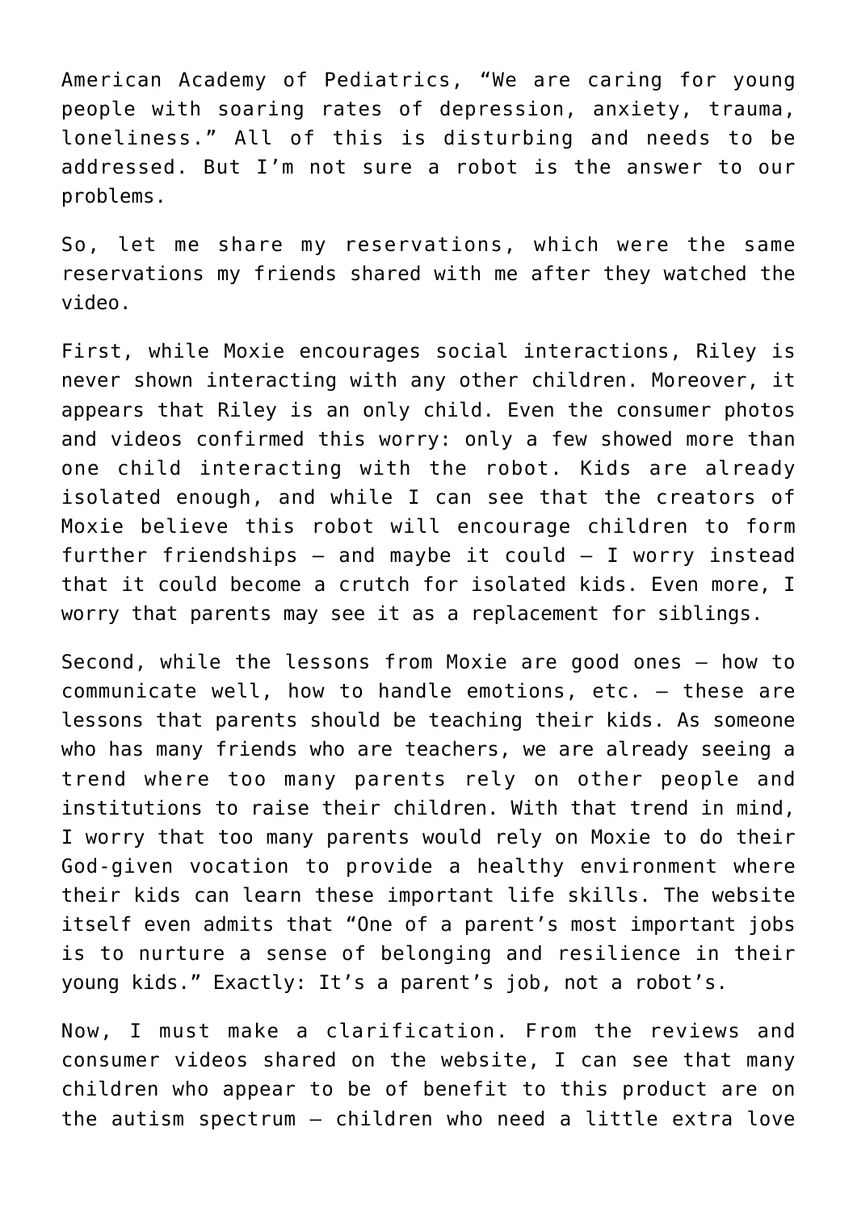American Academy of Pediatrics, "We are caring for young people with soaring rates of depression, anxiety, trauma, loneliness." All of this is disturbing and needs to be addressed. But I'm not sure a robot is the answer to our problems.

So, let me share my reservations, which were the same reservations my friends shared with me after they watched the video.

First, while Moxie encourages social interactions, Riley is never shown interacting with any other children. Moreover, it appears that Riley is an only child. Even the consumer photos and videos confirmed this worry: only a few showed more than one child interacting with the robot. Kids are already isolated enough, and while I can see that the creators of Moxie believe this robot will encourage children to form further friendships — and maybe it could — I worry instead that it could become a crutch for isolated kids. Even more, I worry that parents may see it as a replacement for siblings.

Second, while the lessons from Moxie are good ones — how to communicate well, how to handle emotions, etc. — these are lessons that parents should be teaching their kids. As someone who has many friends who are teachers, we are already seeing a trend where too many parents rely on other people and institutions to raise their children. With that trend in mind, I worry that too many parents would rely on Moxie to do their God-given vocation to provide a healthy environment where their kids can learn these important life skills. The website itself even admits that "One of a parent's most important jobs is to nurture a sense of belonging and resilience in their young kids." Exactly: It's a parent's job, not a robot's.

Now, I must make a clarification. From the reviews and consumer videos shared on the website, I can see that many children who appear to be of benefit to this product are on the autism spectrum — children who need a little extra love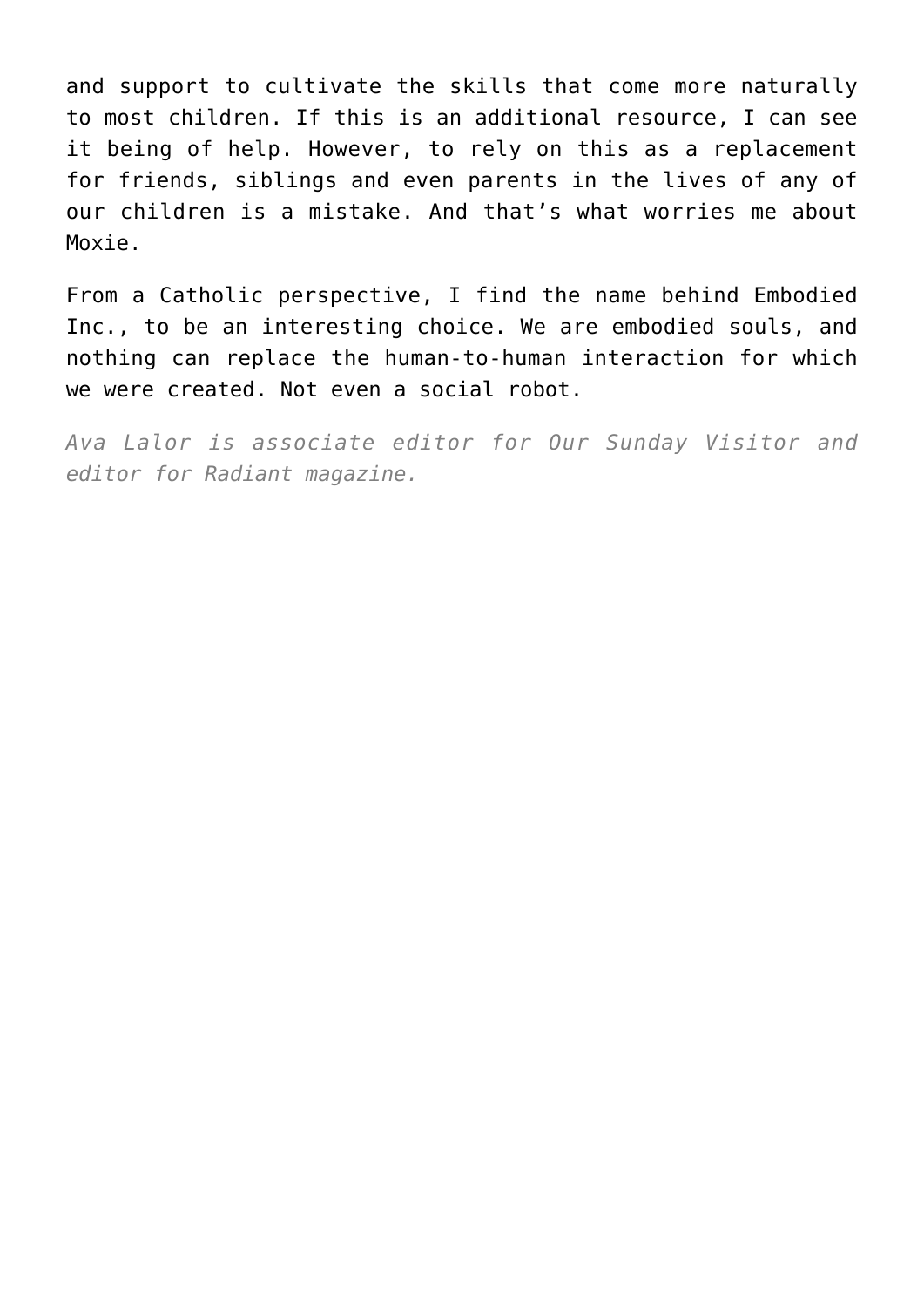and support to cultivate the skills that come more naturally to most children. If this is an additional resource, I can see it being of help. However, to rely on this as a replacement for friends, siblings and even parents in the lives of any of our children is a mistake. And that's what worries me about Moxie.

From a Catholic perspective, I find the name behind Embodied Inc., to be an interesting choice. We are embodied souls, and nothing can replace the human-to-human interaction for which we were created. Not even a social robot.

*Ava Lalor is associate editor for Our Sunday Visitor and editor for Radiant magazine.*